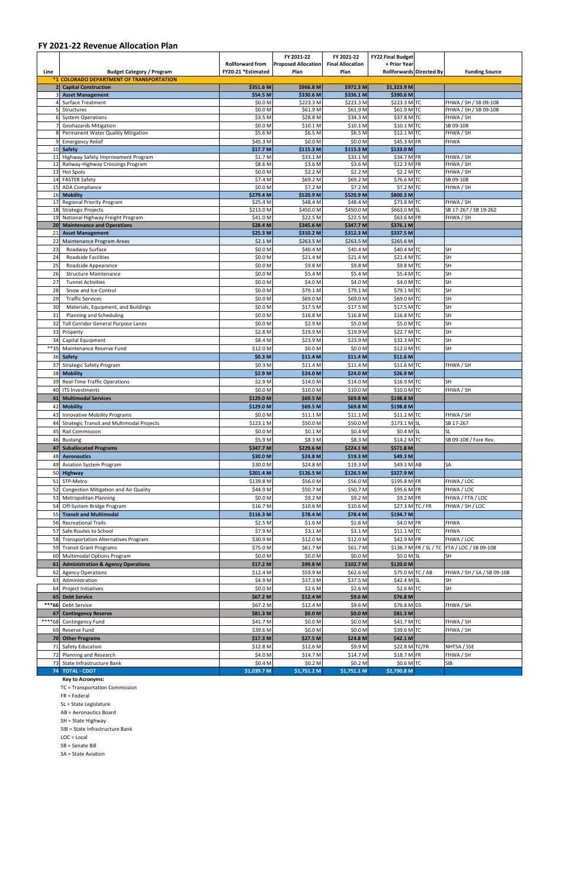# FY 2021-22 Revenue Allocation Plan

| Line | Budget Category / Program | Rollforward from FY20-21 *Estimated | FY 2021-22 Proposed Allocation Plan | FY 2021-22 Final Allocation Plan | FY22 Final Budget + Prior Year Rollforwards | Directed By | Funding Source |
|---|---|---|---|---|---|---|---|
| *1 | COLORADO DEPARTMENT OF TRANSPORTATION | | | | | | |
| 2 | **Capital Construction** | $351.6 M | $966.8 M | $972.3 M | $1,323.9 M | | |
| 3 | **Asset Management** | $54.5 M | $330.6 M | $336.1 M | $390.6 M | | |
| 4 | Surface Treatment | $0.0 M | $223.3 M | $223.3 M | $223.3 M | TC | FHWA / SH / SB 09-108 |
| 5 | Structures | $0.0 M | $61.9 M | $61.9 M | $61.9 M | TC | FHWA / SH / SB 09-108 |
| 6 | System Operations | $3.5 M | $28.8 M | $34.3 M | $37.8 M | TC | FHWA / SH |
| 7 | Geohazards Mitigation | $0.0 M | $10.1 M | $10.1 M | $10.1 M | TC | SB 09-108 |
| 8 | Permanent Water Quality Mitigation | $5.6 M | $6.5 M | $6.5 M | $12.1 M | TC | FHWA / SH |
| 9 | Emergency Relief | $45.3 M | $0.0 M | $0.0 M | $45.3 M | FR | FHWA |
| 10 | **Safety** | $17.7 M | $115.3 M | $115.3 M | $133.0 M | | |
| 11 | Highway Safety Improvement Program | $1.7 M | $33.1 M | $33.1 M | $34.7 M | FR | FHWA / SH |
| 12 | Railway-Highway Crossings Program | $8.6 M | $3.6 M | $3.6 M | $12.3 M | FR | FHWA / SH |
| 13 | Hot Spots | $0.0 M | $2.2 M | $2.2 M | $2.2 M | TC | FHWA / SH |
| 14 | FASTER Safety | $7.4 M | $69.2 M | $69.2 M | $76.6 M | TC | SB 09-108 |
| 15 | ADA Compliance | $0.0 M | $7.2 M | $7.2 M | $7.2 M | TC | FHWA / SH |
| 16 | **Mobility** | $279.4 M | $520.9 M | $520.9 M | $800.3 M | | |
| 17 | Regional Priority Program | $25.4 M | $48.4 M | $48.4 M | $73.8 M | TC | FHWA / SH |
| 18 | Strategic Projects | $213.0 M | $450.0 M | $450.0 M | $663.0 M | SL | SB 17-267 / SB 19-262 |
| 19 | National Highway Freight Program | $41.0 M | $22.5 M | $22.5 M | $63.6 M | FR | FHWA / SH |
| 20 | **Maintenance and Operations** | $28.4 M | $345.6 M | $347.7 M | $376.1 M | | |
| 21 | **Asset Management** | $25.3 M | $310.2 M | $312.3 M | $337.5 M | | |
| 22 | Maintenance Program Areas | $2.1 M | $263.5 M | $263.5 M | $265.6 M | | |
| 23 | Roadway Surface | $0.0 M | $40.4 M | $40.4 M | $40.4 M | TC | SH |
| 24 | Roadside Facilities | $0.0 M | $21.4 M | $21.4 M | $21.4 M | TC | SH |
| 25 | Roadside Appearance | $0.0 M | $9.8 M | $9.8 M | $9.8 M | TC | SH |
| 26 | Structure Maintenance | $0.0 M | $5.4 M | $5.4 M | $5.4 M | TC | SH |
| 27 | Tunnel Activities | $0.0 M | $4.0 M | $4.0 M | $4.0 M | TC | SH |
| 28 | Snow and Ice Control | $0.0 M | $79.1 M | $79.1 M | $79.1 M | TC | SH |
| 29 | Traffic Services | $0.0 M | $69.0 M | $69.0 M | $69.0 M | TC | SH |
| 30 | Materials, Equipment, and Buildings | $0.0 M | $17.5 M | $17.5 M | $17.5 M | TC | SH |
| 31 | Planning and Scheduling | $0.0 M | $16.8 M | $16.8 M | $16.8 M | TC | SH |
| 32 | Toll Corridor General Purpose Lanes | $0.0 M | $2.9 M | $5.0 M | $5.0 M | TC | SH |
| 33 | Property | $2.8 M | $19.9 M | $19.9 M | $22.7 M | TC | SH |
| 34 | Capital Equipment | $8.4 M | $23.9 M | $23.9 M | $32.3 M | TC | SH |
| **35 | Maintenance Reserve Fund | $12.0 M | $0.0 M | $0.0 M | $12.0 M | TC | SH |
| 36 | **Safety** | $0.3 M | $11.4 M | $11.4 M | $11.6 M | | |
| 37 | Strategic Safety Program | $0.3 M | $11.4 M | $11.4 M | $11.6 M | TC | FHWA / SH |
| 38 | **Mobility** | $2.9 M | $24.0 M | $24.0 M | $26.9 M | | |
| 39 | Real-Time Traffic Operations | $2.9 M | $14.0 M | $14.0 M | $16.9 M | TC | SH |
| 40 | ITS Investments | $0.0 M | $10.0 M | $10.0 M | $10.0 M | TC | FHWA / SH |
| 41 | **Multimodal Services** | $129.0 M | $69.5 M | $69.8 M | $198.8 M | | |
| 42 | **Mobility** | $129.0 M | $69.5 M | $69.8 M | $198.8 M | | |
| 43 | Innovative Mobility Programs | $0.0 M | $11.1 M | $11.1 M | $11.2 M | TC | FHWA / SH |
| 44 | Strategic Transit and Multimodal Projects | $123.1 M | $50.0 M | $50.0 M | $173.1 M | SL | SB 17-267 |
| 45 | Rail Commission | $0.0 M | $0.1 M | $0.4 M | $0.4 M | SL | SL |
| 46 | Bustang | $5.9 M | $8.3 M | $8.3 M | $14.2 M | TC | SB 09-108 / Fare Rev. |
| 47 | **Suballocated Programs** | $347.7 M | $229.6 M | $224.1 M | $571.8 M | | |
| 48 | **Aeronautics** | $30.0 M | $24.8 M | $19.3 M | $49.3 M | | |
| 49 | Aviation System Program | $30.0 M | $24.8 M | $19.3 M | $49.3 M | AB | SA |
| 50 | **Highway** | $201.4 M | $126.5 M | $126.5 M | $327.9 M | | |
| 51 | STP-Metro | $139.8 M | $56.0 M | $56.0 M | $195.8 M | FR | FHWA / LOC |
| 52 | Congestion Mitigation and Air Quality | $44.9 M | $50.7 M | $50.7 M | $95.6 M | FR | FHWA / LOC |
| 53 | Metropolitan Planning | $0.0 M | $9.2 M | $9.2 M | $9.2 M | FR | FHWA / FTA / LOC |
| 54 | Off-System Bridge Program | $16.7 M | $10.6 M | $10.6 M | $27.3 M | TC / FR | FHWA / SH / LOC |
| 55 | **Transit and Multimodal** | $116.3 M | $78.4 M | $78.4 M | $194.7 M | | |
| 56 | Recreational Trails | $2.5 M | $1.6 M | $1.6 M | $4.0 M | FR | FHWA |
| 57 | Safe Routes to School | $7.9 M | $3.1 M | $3.1 M | $11.1 M | TC | FHWA |
| 58 | Transportation Alternatives Program | $30.9 M | $12.0 M | $12.0 M | $42.9 M | FR | FHWA / LOC |
| 59 | Transit Grant Programs | $75.0 M | $61.7 M | $61.7 M | $136.7 M | FR / SL / TC | FTA / LOC / SB 09-108 |
| 60 | Multimodal Options Program | $0.0 M | $0.0 M | $0.0 M | $0.0 M | SL | SH |
| 61 | **Administration & Agency Operations** | $17.2 M | $99.8 M | $102.7 M | $120.0 M | | |
| 62 | Agency Operations | $12.4 M | $59.9 M | $62.6 M | $75.0 M | TC / AB | FHWA / SH / SA / SB 09-108 |
| 63 | Administration | $4.9 M | $37.3 M | $37.5 M | $42.4 M | SL | SH |
| 64 | Project Initiatives | $0.0 M | $2.6 M | $2.6 M | $2.6 M | TC | SH |
| 65 | **Debt Service** | $67.2 M | $12.4 M | $9.6 M | $76.8 M | | |
| ***66 | Debt Service | $67.2 M | $12.4 M | $9.6 M | $76.8 M | DS | FHWA / SH |
| 67 | **Contingency Reserve** | $81.3 M | $0.0 M | $0.0 M | $81.3 M | | |
| ****68 | Contingency Fund | $41.7 M | $0.0 M | $0.0 M | $41.7 M | TC | FHWA / SH |
| 69 | Reserve Fund | $39.6 M | $0.0 M | $0.0 M | $39.6 M | TC | FHWA / SH |
| 70 | **Other Programs** | $17.3 M | $27.5 M | $24.8 M | $42.1 M | | |
| 71 | Safety Education | $12.8 M | $12.6 M | $9.9 M | $22.8 M | TC/FR | NHTSA / SSE |
| 72 | Planning and Research | $4.0 M | $14.7 M | $14.7 M | $18.7 M | FR | FHWA / SH |
| 73 | State Infrastructure Bank | $0.4 M | $0.2 M | $0.2 M | $0.6 M | TC | SIB |
| 74 | **TOTAL - CDOT** | $1,039.7 M | $1,751.2 M | $1,751.1 M | $2,790.8 M | | |

**Key to Acronyms:**

TC = Transportation Commission

FR = Federal

SL = State Legislature

AB = Aeronautics Board

SH = State Highway

SIB = State Infrastructure Bank

LOC = Local

SB = Senate Bill

SA = State Aviation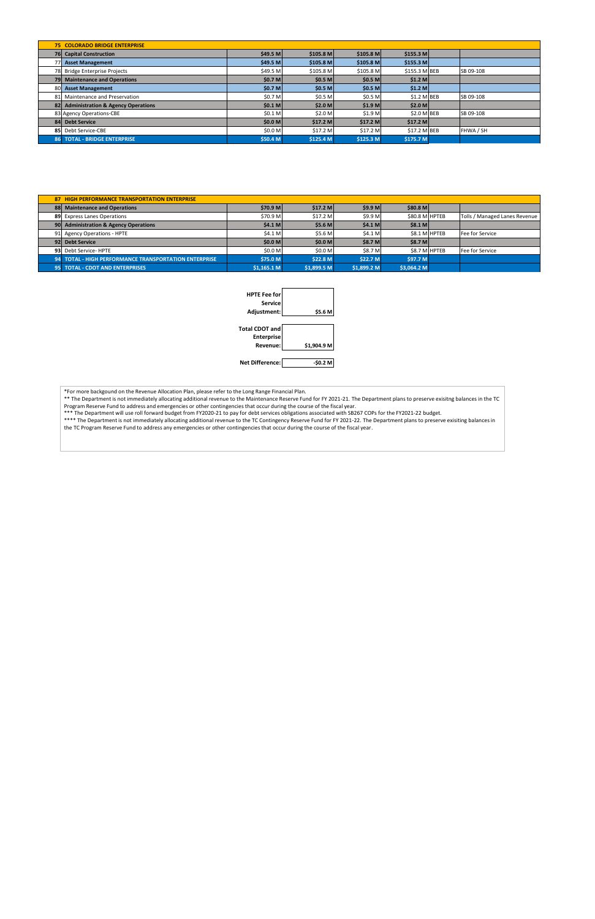| | | | | | | | |
|---|---|---|---|---|---|---|---|
| 75 | **COLORADO BRIDGE ENTERPRISE** | | | | | | |
| 76 | **Capital Construction** | **$49.5 M** | **$105.8 M** | **$105.8 M** | **$155.3 M** | | |
| 77 | **Asset Management** | **$49.5 M** | **$105.8 M** | **$105.8 M** | **$155.3 M** | | |
| 78 | Bridge Enterprise Projects | $49.5 M | $105.8 M | $105.8 M | $155.3 M | BEB | SB 09-108 |
| 79 | **Maintenance and Operations** | **$0.7 M** | **$0.5 M** | **$0.5 M** | **$1.2 M** | | |
| 80 | **Asset Management** | **$0.7 M** | **$0.5 M** | **$0.5 M** | **$1.2 M** | | |
| 81 | Maintenance and Preservation | $0.7 M | $0.5 M | $0.5 M | $1.2 M | BEB | SB 09-108 |
| 82 | **Administration & Agency Operations** | **$0.1 M** | **$2.0 M** | **$1.9 M** | **$2.0 M** | | |
| 83 | Agency Operations-CBE | $0.1 M | $2.0 M | $1.9 M | $2.0 M | BEB | SB 09-108 |
| 84 | **Debt Service** | **$0.0 M** | **$17.2 M** | **$17.2 M** | **$17.2 M** | | |
| 85 | Debt Service-CBE | $0.0 M | $17.2 M | $17.2 M | $17.2 M | BEB | FHWA / SH |
| 86 | **TOTAL - BRIDGE ENTERPRISE** | **$50.4 M** | **$125.4 M** | **$125.3 M** | **$175.7 M** | | |

| | | | | | | | |
|---|---|---|---|---|---|---|---|
| 87 | **HIGH PERFORMANCE TRANSPORTATION ENTERPRISE** | | | | | | |
| 88 | **Maintenance and Operations** | **$70.9 M** | **$17.2 M** | **$9.9 M** | **$80.8 M** | | |
| 89 | Express Lanes Operations | $70.9 M | $17.2 M | $9.9 M | $80.8 M | HPTEB | Tolls / Managed Lanes Revenue |
| 90 | **Administration & Agency Operations** | **$4.1 M** | **$5.6 M** | **$4.1 M** | **$8.1 M** | | |
| 91 | Agency Operations - HPTE | $4.1 M | $5.6 M | $4.1 M | $8.1 M | HPTEB | Fee for Service |
| 92 | **Debt Service** | **$0.0 M** | **$0.0 M** | **$8.7 M** | **$8.7 M** | | |
| 93 | Debt Service- HPTE | $0.0 M | $0.0 M | $8.7 M | $8.7 M | HPTEB | Fee for Service |
| 94 | **TOTAL - HIGH PERFORMANCE TRANSPORTATION ENTERPRISE** | **$75.0 M** | **$22.8 M** | **$22.7 M** | **$97.7 M** | | |
| 95 | **TOTAL - CDOT AND ENTERPRISES** | **$1,165.1 M** | **$1,899.5 M** | **$1,899.2 M** | **$3,064.2 M** | | |

| | |
|---|---|
| **HPTE Fee for Service Adjustment:** | $5.6 M |
| **Total CDOT and Enterprise Revenue:** | $1,904.9 M |
| **Net Difference:** | -$0.2 M |

*For more backgound on the Revenue Allocation Plan, please refer to the Long Range Financial Plan.

** The Department is not immediately allocating additional revenue to the Maintenance Reserve Fund for FY 2021-21. The Department plans to preserve exisitng balances in the TC Program Reserve Fund to address and emergencies or other contingencies that occur during the course of the fiscal year.

*** The Department will use roll forward budget from FY2020-21 to pay for debt services obligations associated with SB267 COPs for the FY2021-22 budget.

**** The Department is not immediately allocating additional revenue to the TC Contingency Reserve Fund for FY 2021-22. The Department plans to preserve exisiting balances in the TC Program Reserve Fund to address any emergencies or other contingencies that occur during the course of the fiscal year.